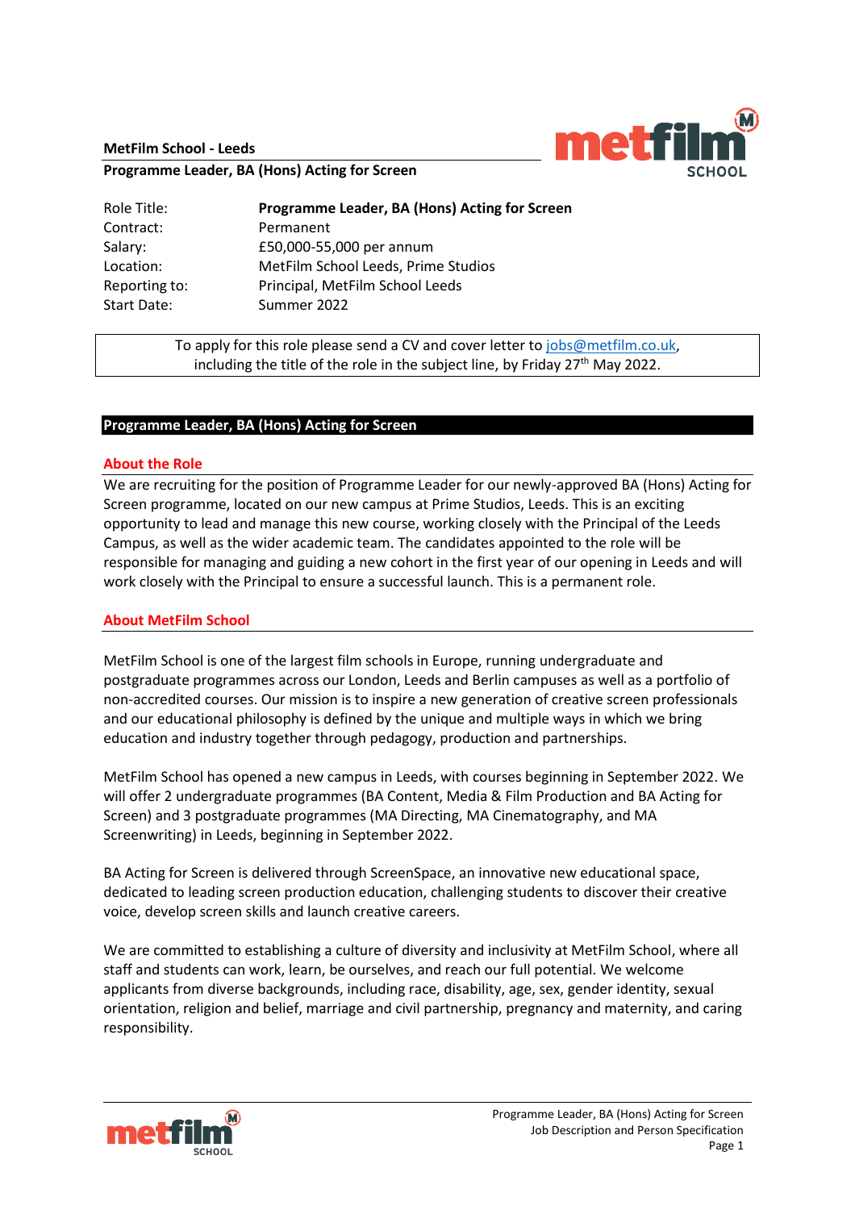**MetFilm School - Leeds**

**Programme Leader, BA (Hons) Acting for Screen**

| Role Title: | **Programme Leader, BA (Hons) Acting for Screen** |
| --- | --- |
| Contract: | Permanent |
| Salary: | £50,000-55,000 per annum |
| Location: | MetFilm School Leeds, Prime Studios |
| Reporting to: | Principal, MetFilm School Leeds |
| Start Date: | Summer 2022 |

To apply for this role please send a CV and cover letter to jobs@metfilm.co.uk, including the title of the role in the subject line, by Friday 27th May 2022.

## Programme Leader, BA (Hons) Acting for Screen

### About the Role

We are recruiting for the position of Programme Leader for our newly-approved BA (Hons) Acting for Screen programme, located on our new campus at Prime Studios, Leeds. This is an exciting opportunity to lead and manage this new course, working closely with the Principal of the Leeds Campus, as well as the wider academic team. The candidates appointed to the role will be responsible for managing and guiding a new cohort in the first year of our opening in Leeds and will work closely with the Principal to ensure a successful launch. This is a permanent role.

### About MetFilm School

MetFilm School is one of the largest film schools in Europe, running undergraduate and postgraduate programmes across our London, Leeds and Berlin campuses as well as a portfolio of non-accredited courses. Our mission is to inspire a new generation of creative screen professionals and our educational philosophy is defined by the unique and multiple ways in which we bring education and industry together through pedagogy, production and partnerships.

MetFilm School has opened a new campus in Leeds, with courses beginning in September 2022. We will offer 2 undergraduate programmes (BA Content, Media & Film Production and BA Acting for Screen) and 3 postgraduate programmes (MA Directing, MA Cinematography, and MA Screenwriting) in Leeds, beginning in September 2022.

BA Acting for Screen is delivered through ScreenSpace, an innovative new educational space, dedicated to leading screen production education, challenging students to discover their creative voice, develop screen skills and launch creative careers.

We are committed to establishing a culture of diversity and inclusivity at MetFilm School, where all staff and students can work, learn, be ourselves, and reach our full potential. We welcome applicants from diverse backgrounds, including race, disability, age, sex, gender identity, sexual orientation, religion and belief, marriage and civil partnership, pregnancy and maternity, and caring responsibility.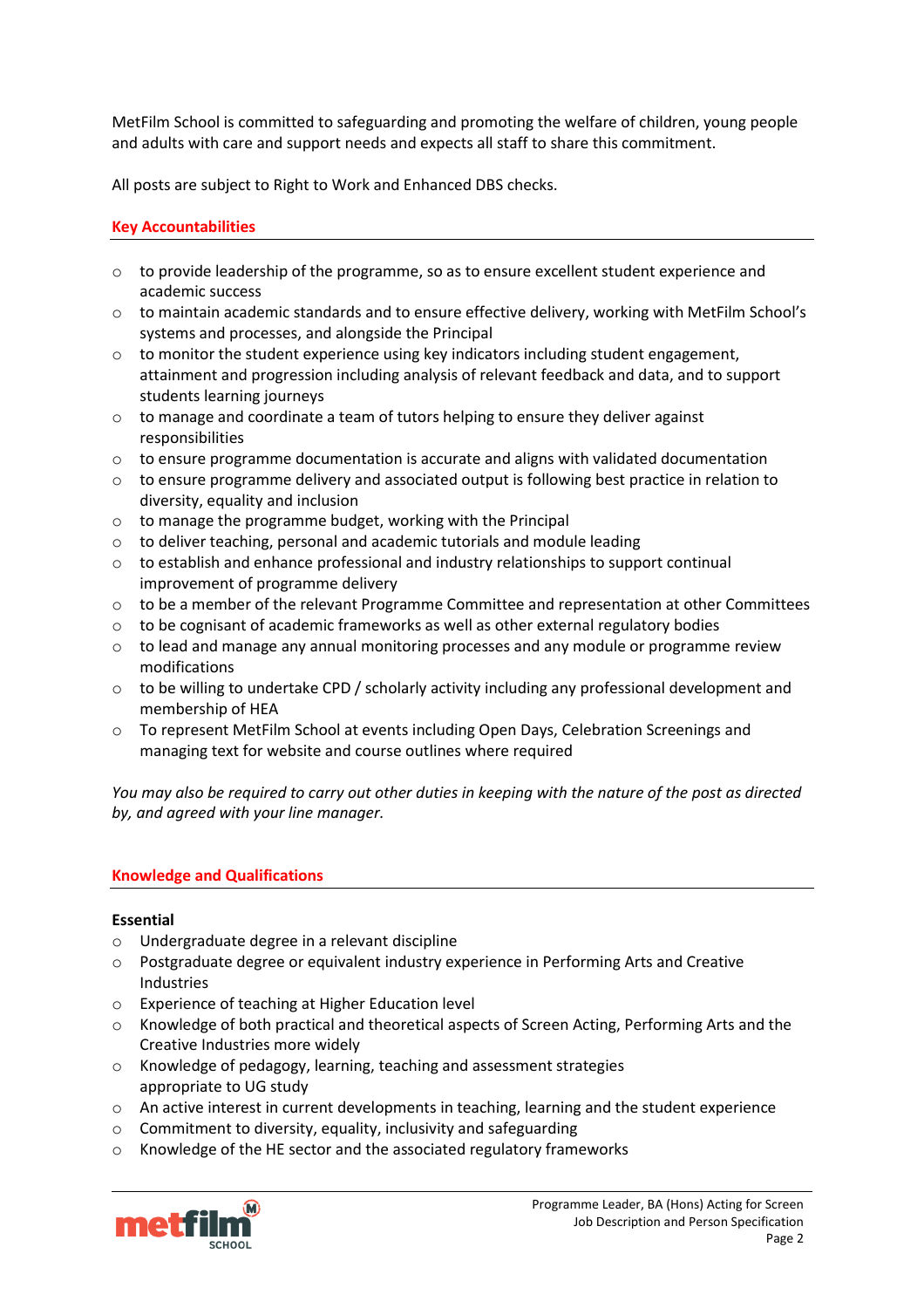MetFilm School is committed to safeguarding and promoting the welfare of children, young people and adults with care and support needs and expects all staff to share this commitment.

All posts are subject to Right to Work and Enhanced DBS checks.

## Key Accountabilities

- to provide leadership of the programme, so as to ensure excellent student experience and academic success
- to maintain academic standards and to ensure effective delivery, working with MetFilm School's systems and processes, and alongside the Principal
- to monitor the student experience using key indicators including student engagement, attainment and progression including analysis of relevant feedback and data, and to support students learning journeys
- to manage and coordinate a team of tutors helping to ensure they deliver against responsibilities
- to ensure programme documentation is accurate and aligns with validated documentation
- to ensure programme delivery and associated output is following best practice in relation to diversity, equality and inclusion
- to manage the programme budget, working with the Principal
- to deliver teaching, personal and academic tutorials and module leading
- to establish and enhance professional and industry relationships to support continual improvement of programme delivery
- to be a member of the relevant Programme Committee and representation at other Committees
- to be cognisant of academic frameworks as well as other external regulatory bodies
- to lead and manage any annual monitoring processes and any module or programme review modifications
- to be willing to undertake CPD / scholarly activity including any professional development and membership of HEA
- To represent MetFilm School at events including Open Days, Celebration Screenings and managing text for website and course outlines where required

*You may also be required to carry out other duties in keeping with the nature of the post as directed by, and agreed with your line manager.*

## Knowledge and Qualifications

**Essential**

- Undergraduate degree in a relevant discipline
- Postgraduate degree or equivalent industry experience in Performing Arts and Creative Industries
- Experience of teaching at Higher Education level
- Knowledge of both practical and theoretical aspects of Screen Acting, Performing Arts and the Creative Industries more widely
- Knowledge of pedagogy, learning, teaching and assessment strategies appropriate to UG study
- An active interest in current developments in teaching, learning and the student experience
- Commitment to diversity, equality, inclusivity and safeguarding
- Knowledge of the HE sector and the associated regulatory frameworks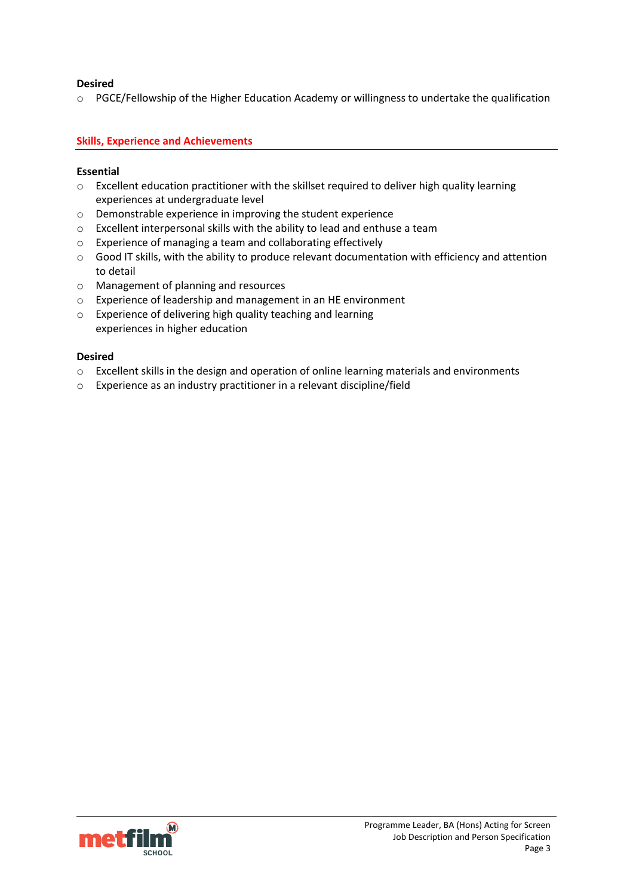**Desired**

- PGCE/Fellowship of the Higher Education Academy or willingness to undertake the qualification

## Skills, Experience and Achievements

**Essential**

- Excellent education practitioner with the skillset required to deliver high quality learning experiences at undergraduate level
- Demonstrable experience in improving the student experience
- Excellent interpersonal skills with the ability to lead and enthuse a team
- Experience of managing a team and collaborating effectively
- Good IT skills, with the ability to produce relevant documentation with efficiency and attention to detail
- Management of planning and resources
- Experience of leadership and management in an HE environment
- Experience of delivering high quality teaching and learning experiences in higher education

**Desired**

- Excellent skills in the design and operation of online learning materials and environments
- Experience as an industry practitioner in a relevant discipline/field